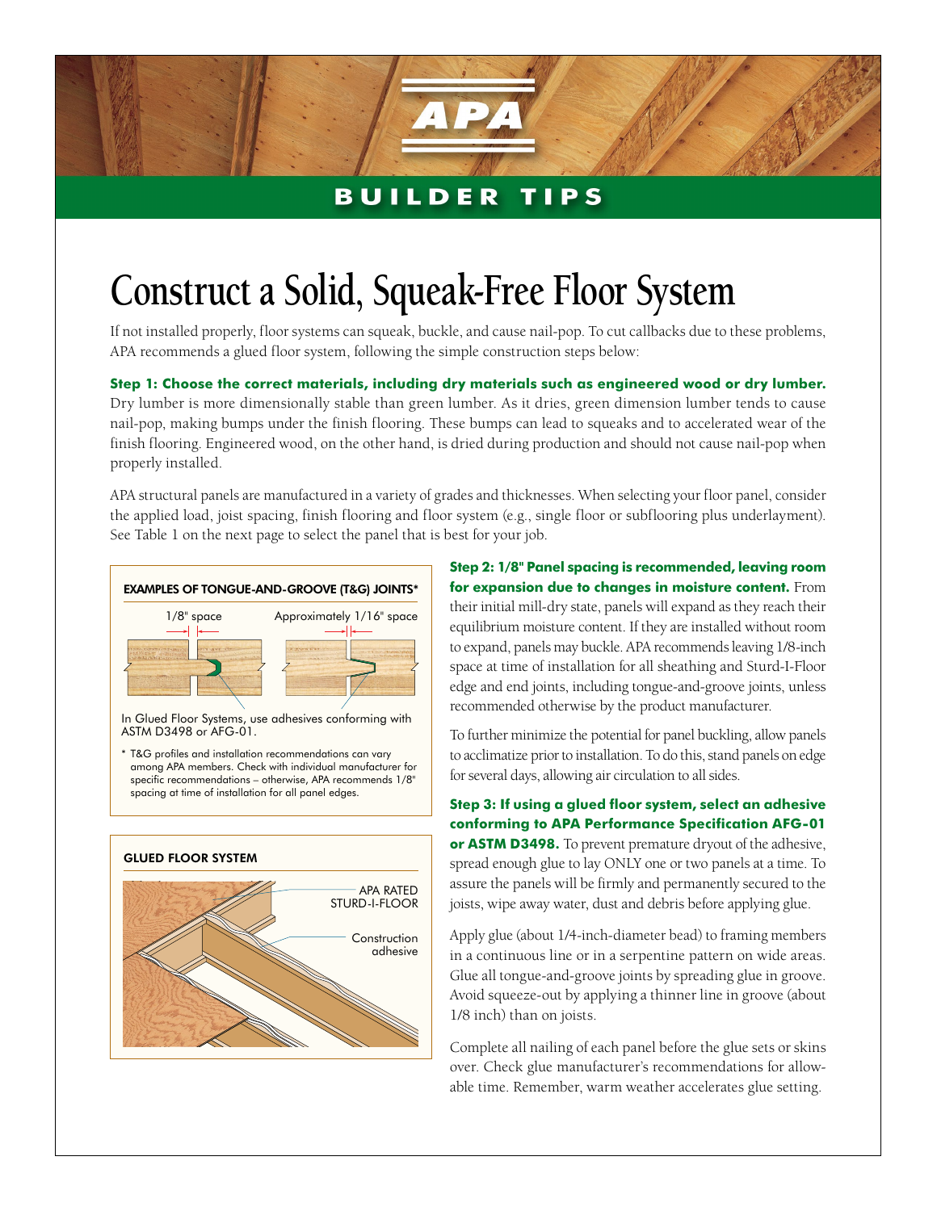APA

BUILDER TIPS

# Construct a Solid, Squeak-Free Floor System

If not installed properly, floor systems can squeak, buckle, and cause nail-pop. To cut callbacks due to these problems, APA recommends a glued floor system, following the simple construction steps below:

**Step 1: Choose the correct materials, including dry materials such as engineered wood or dry lumber.** Dry lumber is more dimensionally stable than green lumber. As it dries, green dimension lumber tends to cause nail-pop, making bumps under the finish flooring. These bumps can lead to squeaks and to accelerated wear of the finish flooring. Engineered wood, on the other hand, is dried during production and should not cause nail-pop when properly installed.

APA structural panels are manufactured in a variety of grades and thicknesses. When selecting your floor panel, consider the applied load, joist spacing, finish flooring and floor system (e.g., single floor or subflooring plus underlayment). See Table 1 on the next page to select the panel that is best for your job.

**EXAMPLES OF TONGUE-AND-GROOVE (T&G) JOINTS***

1/8" space

Approximately 1/16" space

In Glued Floor Systems, use adhesives conforming with ASTM D3498 or AFG-01.

* T&G profiles and installation recommendations can vary among APA members. Check with individual manufacturer for specific recommendations – otherwise, APA recommends 1/8" spacing at time of installation for all panel edges.

**GLUED FLOOR SYSTEM**

APA RATED STURD-I-FLOOR

Construction adhesive

**Step 2: 1/8" Panel spacing is recommended, leaving room for expansion due to changes in moisture content.** From their initial mill-dry state, panels will expand as they reach their equilibrium moisture content. If they are installed without room to expand, panels may buckle. APA recommends leaving 1/8-inch space at time of installation for all sheathing and Sturd-I-Floor edge and end joints, including tongue-and-groove joints, unless recommended otherwise by the product manufacturer.

To further minimize the potential for panel buckling, allow panels to acclimatize prior to installation. To do this, stand panels on edge for several days, allowing air circulation to all sides.

**Step 3: If using a glued floor system, select an adhesive conforming to APA Performance Specification AFG-01 or ASTM D3498.** To prevent premature dryout of the adhesive, spread enough glue to lay ONLY one or two panels at a time. To assure the panels will be firmly and permanently secured to the joists, wipe away water, dust and debris before applying glue.

Apply glue (about 1/4-inch-diameter bead) to framing members in a continuous line or in a serpentine pattern on wide areas. Glue all tongue-and-groove joints by spreading glue in groove. Avoid squeeze-out by applying a thinner line in groove (about 1/8 inch) than on joists.

Complete all nailing of each panel before the glue sets or skins over. Check glue manufacturer's recommendations for allowable time. Remember, warm weather accelerates glue setting.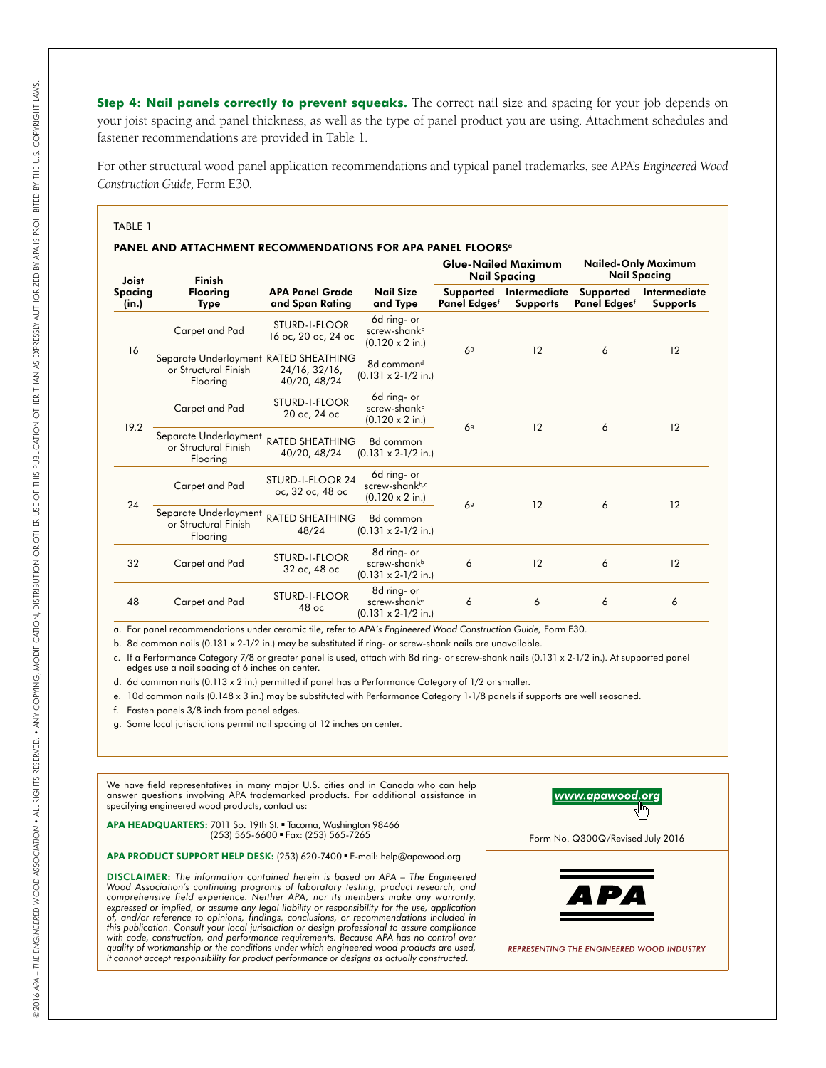**Step 4: Nail panels correctly to prevent squeaks.** The correct nail size and spacing for your job depends on your joist spacing and panel thickness, as well as the type of panel product you are using. Attachment schedules and fastener recommendations are provided in Table 1.

For other structural wood panel application recommendations and typical panel trademarks, see APA's *Engineered Wood Construction Guide*, Form E30.

TABLE 1

**PANEL AND ATTACHMENT RECOMMENDATIONS FOR APA PANEL FLOORS**[a]

| Joist Spacing (in.) | Finish Flooring Type | APA Panel Grade and Span Rating | Nail Size and Type | Glue-Nailed Maximum Nail Spacing | | Nailed-Only Maximum Nail Spacing | |
|---|---|---|---|---|---|---|---|
| | | | | Supported Panel Edges[f] | Intermediate Supports | Supported Panel Edges[f] | Intermediate Supports |
| 16 | Carpet and Pad | STURD-I-FLOOR 16 oc, 20 oc, 24 oc | 6d ring- or screw-shank[b] (0.120 x 2 in.) | 6[g] | 12 | 6 | 12 |
| 16 | Separate Underlayment or Structural Finish Flooring | RATED SHEATHING 24/16, 32/16, 40/20, 48/24 | 8d common[d] (0.131 x 2-1/2 in.) | 6[g] | 12 | 6 | 12 |
| 19.2 | Carpet and Pad | STURD-I-FLOOR 20 oc, 24 oc | 6d ring- or screw-shank[b] (0.120 x 2 in.) | 6[g] | 12 | 6 | 12 |
| 19.2 | Separate Underlayment or Structural Finish Flooring | RATED SHEATHING 40/20, 48/24 | 8d common (0.131 x 2-1/2 in.) | 6[g] | 12 | 6 | 12 |
| 24 | Carpet and Pad | STURD-I-FLOOR 24 oc, 32 oc, 48 oc | 6d ring- or screw-shank[b,c] (0.120 x 2 in.) | 6[g] | 12 | 6 | 12 |
| 24 | Separate Underlayment or Structural Finish Flooring | RATED SHEATHING 48/24 | 8d common (0.131 x 2-1/2 in.) | 6[g] | 12 | 6 | 12 |
| 32 | Carpet and Pad | STURD-I-FLOOR 32 oc, 48 oc | 8d ring- or screw-shank[b] (0.131 x 2-1/2 in.) | 6 | 12 | 6 | 12 |
| 48 | Carpet and Pad | STURD-I-FLOOR 48 oc | 8d ring- or screw-shank[e] (0.131 x 2-1/2 in.) | 6 | 6 | 6 | 6 |

a. For panel recommendations under ceramic tile, refer to *APA's Engineered Wood Construction Guide*, Form E30.

b. 8d common nails (0.131 x 2-1/2 in.) may be substituted if ring- or screw-shank nails are unavailable.

c. If a Performance Category 7/8 or greater panel is used, attach with 8d ring- or screw-shank nails (0.131 x 2-1/2 in.). At supported panel edges use a nail spacing of 6 inches on center.

d. 6d common nails (0.113 x 2 in.) permitted if panel has a Performance Category of 1/2 or smaller.

e. 10d common nails (0.148 x 3 in.) may be substituted with Performance Category 1-1/8 panels if supports are well seasoned.

f. Fasten panels 3/8 inch from panel edges.

g. Some local jurisdictions permit nail spacing at 12 inches on center.

We have field representatives in many major U.S. cities and in Canada who can help answer questions involving APA trademarked products. For additional assistance in specifying engineered wood products, contact us:

**APA HEADQUARTERS:** 7011 So. 19th St. ▪ Tacoma, Washington 98466
(253) 565-6600 ▪ Fax: (253) 565-7265

**APA PRODUCT SUPPORT HELP DESK:** (253) 620-7400 ▪ E-mail: help@apawood.org

**DISCLAIMER:** *The information contained herein is based on APA – The Engineered Wood Association's continuing programs of laboratory testing, product research, and comprehensive field experience. Neither APA, nor its members make any warranty, expressed or implied, or assume any legal liability or responsibility for the use, application of, and/or reference to opinions, findings, conclusions, or recommendations included in this publication. Consult your local jurisdiction or design professional to assure compliance with code, construction, and performance requirements. Because APA has no control over quality of workmanship or the conditions under which engineered wood products are used, it cannot accept responsibility for product performance or designs as actually constructed.*

www.apawood.org

Form No. Q300Q/Revised July 2016

APA

*REPRESENTING THE ENGINEERED WOOD INDUSTRY*

©2016 APA – THE ENGINEERED WOOD ASSOCIATION • ALL RIGHTS RESERVED. • ANY COPYING, MODIFICATION, DISTRIBUTION OR OTHER USE OF THIS PUBLICATION OTHER THAN AS EXPRESSLY AUTHORIZED BY APA IS PROHIBITED BY THE U.S. COPYRIGHT LAWS.